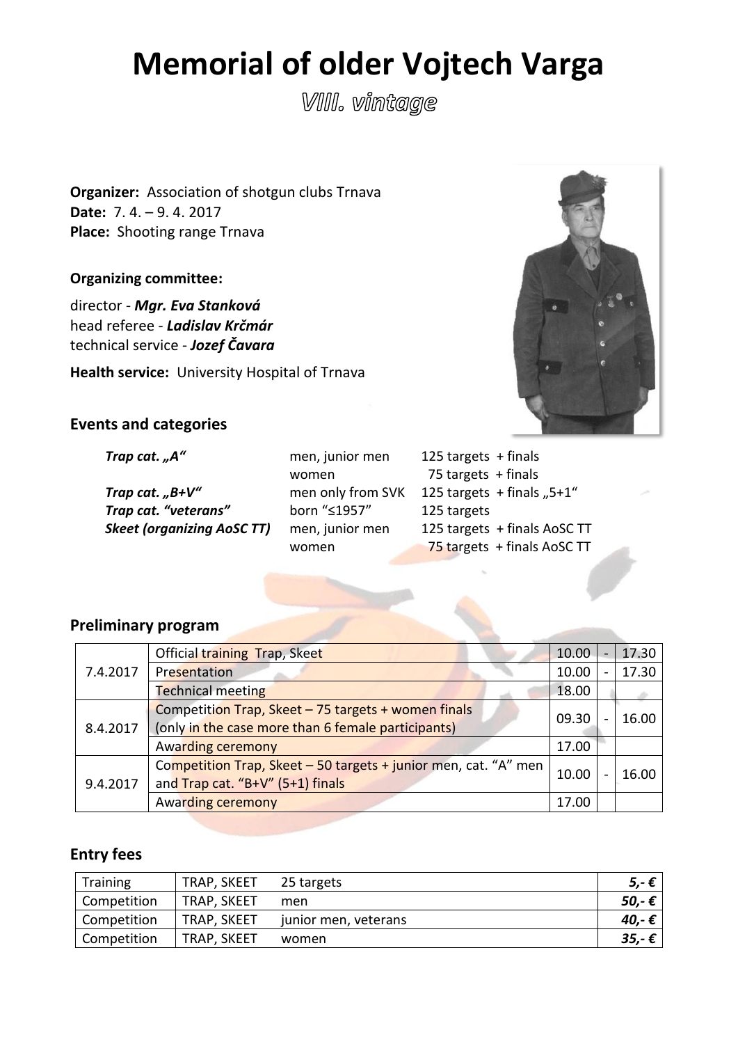# Memorial of older Vojtech Varga

## VIII. vintage

**Organizer:** Association of shotgun clubs Trnava
**Date:** 7. 4. – 9. 4. 2017
**Place:** Shooting range Trnava

**Organizing committee:**

director - ***Mgr. Eva Stanková***
head referee - ***Ladislav Krčmár***
technical service - ***Jozef Čavara***

**Health service:** University Hospital of Trnava

### Events and categories

| | | |
|---|---|---|
| ***Trap cat. „A"*** | men, junior men | 125 targets + finals |
| | women | 75 targets + finals |
| ***Trap cat. „B+V"*** | men only from SVK | 125 targets + finals „5+1" |
| ***Trap cat. "veterans"*** | born "≤1957" | 125 targets |
| ***Skeet (organizing AoSC TT)*** | men, junior men | 125 targets + finals AoSC TT |
| | women | 75 targets + finals AoSC TT |

### Preliminary program

| | | | | |
|---|---|---|---|---|
| 7.4.2017 | Official training Trap, Skeet | 10.00 | - | 17.30 |
| | Presentation | 10.00 | - | 17.30 |
| | Technical meeting | 18.00 | | |
| 8.4.2017 | Competition Trap, Skeet – 75 targets + women finals (only in the case more than 6 female participants) | 09.30 | - | 16.00 |
| | Awarding ceremony | 17.00 | | |
| 9.4.2017 | Competition Trap, Skeet – 50 targets + junior men, cat. "A" men and Trap cat. "B+V" (5+1) finals | 10.00 | - | 16.00 |
| | Awarding ceremony | 17.00 | | |

### Entry fees

| | | | |
|---|---|---|---|
| Training | TRAP, SKEET | 25 targets | ***5,- €*** |
| Competition | TRAP, SKEET | men | ***50,- €*** |
| Competition | TRAP, SKEET | junior men, veterans | ***40,- €*** |
| Competition | TRAP, SKEET | women | ***35,- €*** |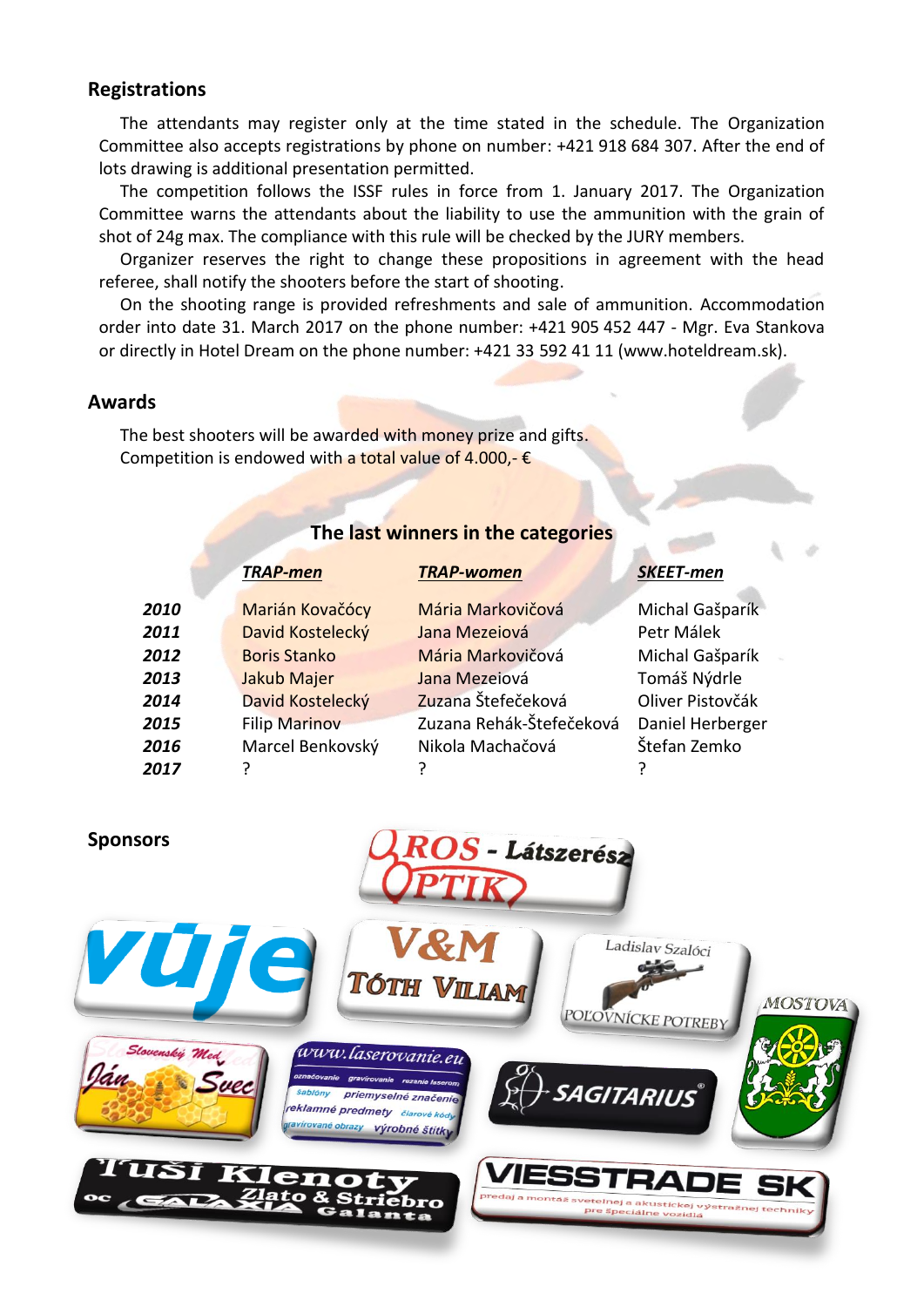## Registrations

The attendants may register only at the time stated in the schedule. The Organization Committee also accepts registrations by phone on number: +421 918 684 307. After the end of lots drawing is additional presentation permitted.

The competition follows the ISSF rules in force from 1. January 2017. The Organization Committee warns the attendants about the liability to use the ammunition with the grain of shot of 24g max. The compliance with this rule will be checked by the JURY members.

Organizer reserves the right to change these propositions in agreement with the head referee, shall notify the shooters before the start of shooting.

On the shooting range is provided refreshments and sale of ammunition. Accommodation order into date 31. March 2017 on the phone number: +421 905 452 447 - Mgr. Eva Stankova or directly in Hotel Dream on the phone number: +421 33 592 41 11 (www.hoteldream.sk).

## Awards

The best shooters will be awarded with money prize and gifts.
Competition is endowed with a total value of 4.000,- €

### The last winners in the categories

| | ***TRAP-men*** | ***TRAP-women*** | ***SKEET-men*** |
|---|---|---|---|
| ***2010*** | Marián Kovačócy | Mária Markovičová | Michal Gašparík |
| ***2011*** | David Kostelecký | Jana Mezeiová | Petr Málek |
| ***2012*** | Boris Stanko | Mária Markovičová | Michal Gašparík |
| ***2013*** | Jakub Majer | Jana Mezeiová | Tomáš Nýdrle |
| ***2014*** | David Kostelecký | Zuzana Štefečeková | Oliver Pistovčák |
| ***2015*** | Filip Marinov | Zuzana Rehák-Štefečeková | Daniel Herberger |
| ***2016*** | Marcel Benkovský | Nikola Machačová | Štefan Zemko |
| ***2017*** | ? | ? | ? |

## Sponsors

ROS - Látszerész OPTIK

vúje

V&M Tóth Viliam

Ladislav Szalóci Poľovnícke potreby

Mostová

Slovenský Med Ján Švec

www.laserovanie.eu označovanie gravírovanie rezanie laserom šablóny priemyselné značenie reklamné predmety čiarové kódy gravírované obrazy výrobné štítky

SAGITARIUS

Tuši Klenoty Zlato & Striebro Galanta OC Galaxia

VIESSTRADE SK predaj a montáž svetelnej a akustickej výstražnej techniky pre špeciálne vozidlá